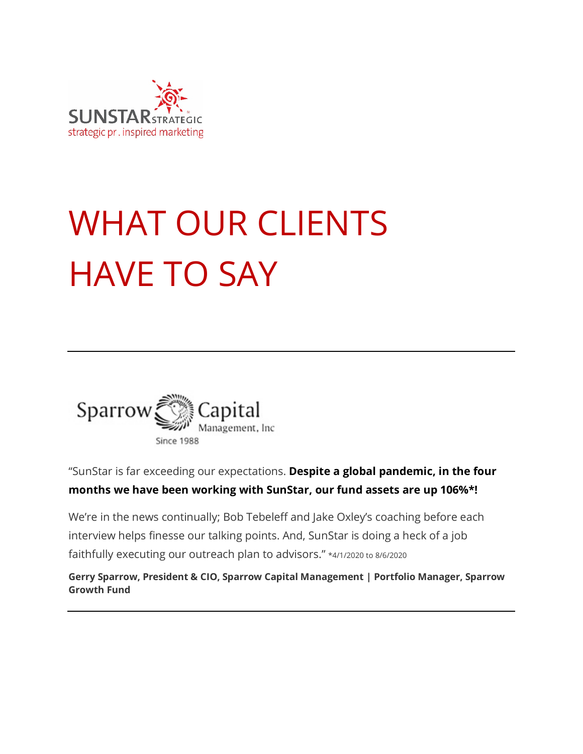SUNSTAR STRATEGIC
strategic pr . inspired marketing

# WHAT OUR CLIENTS HAVE TO SAY

---

Sparrow Capital Management, Inc
Since 1988

"SunStar is far exceeding our expectations. **Despite a global pandemic, in the four months we have been working with SunStar, our fund assets are up 106%*!**

We're in the news continually; Bob Tebeleff and Jake Oxley's coaching before each interview helps finesse our talking points. And, SunStar is doing a heck of a job faithfully executing our outreach plan to advisors." *4/1/2020 to 8/6/2020

**Gerry Sparrow, President & CIO, Sparrow Capital Management | Portfolio Manager, Sparrow Growth Fund**

---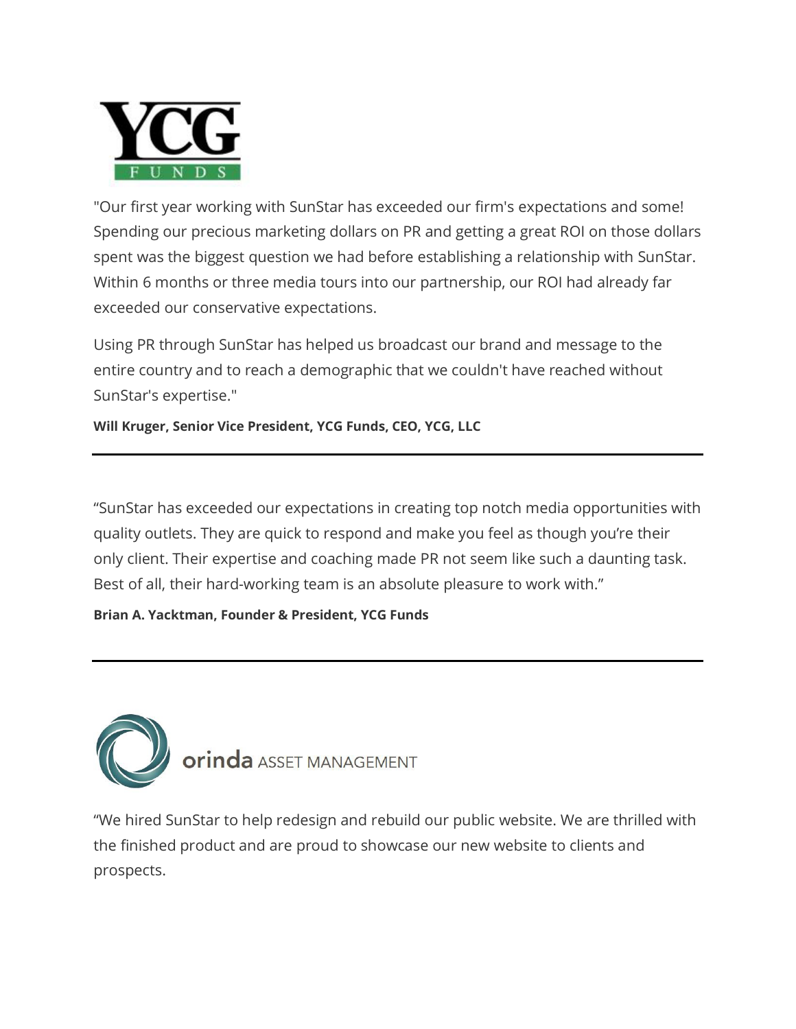YCG FUNDS

"Our first year working with SunStar has exceeded our firm's expectations and some! Spending our precious marketing dollars on PR and getting a great ROI on those dollars spent was the biggest question we had before establishing a relationship with SunStar. Within 6 months or three media tours into our partnership, our ROI had already far exceeded our conservative expectations.

Using PR through SunStar has helped us broadcast our brand and message to the entire country and to reach a demographic that we couldn't have reached without SunStar's expertise."

**Will Kruger, Senior Vice President, YCG Funds, CEO, YCG, LLC**

---

“SunStar has exceeded our expectations in creating top notch media opportunities with quality outlets. They are quick to respond and make you feel as though you’re their only client. Their expertise and coaching made PR not seem like such a daunting task. Best of all, their hard-working team is an absolute pleasure to work with.”

**Brian A. Yacktman, Founder & President, YCG Funds**

---

orinda ASSET MANAGEMENT

“We hired SunStar to help redesign and rebuild our public website. We are thrilled with the finished product and are proud to showcase our new website to clients and prospects.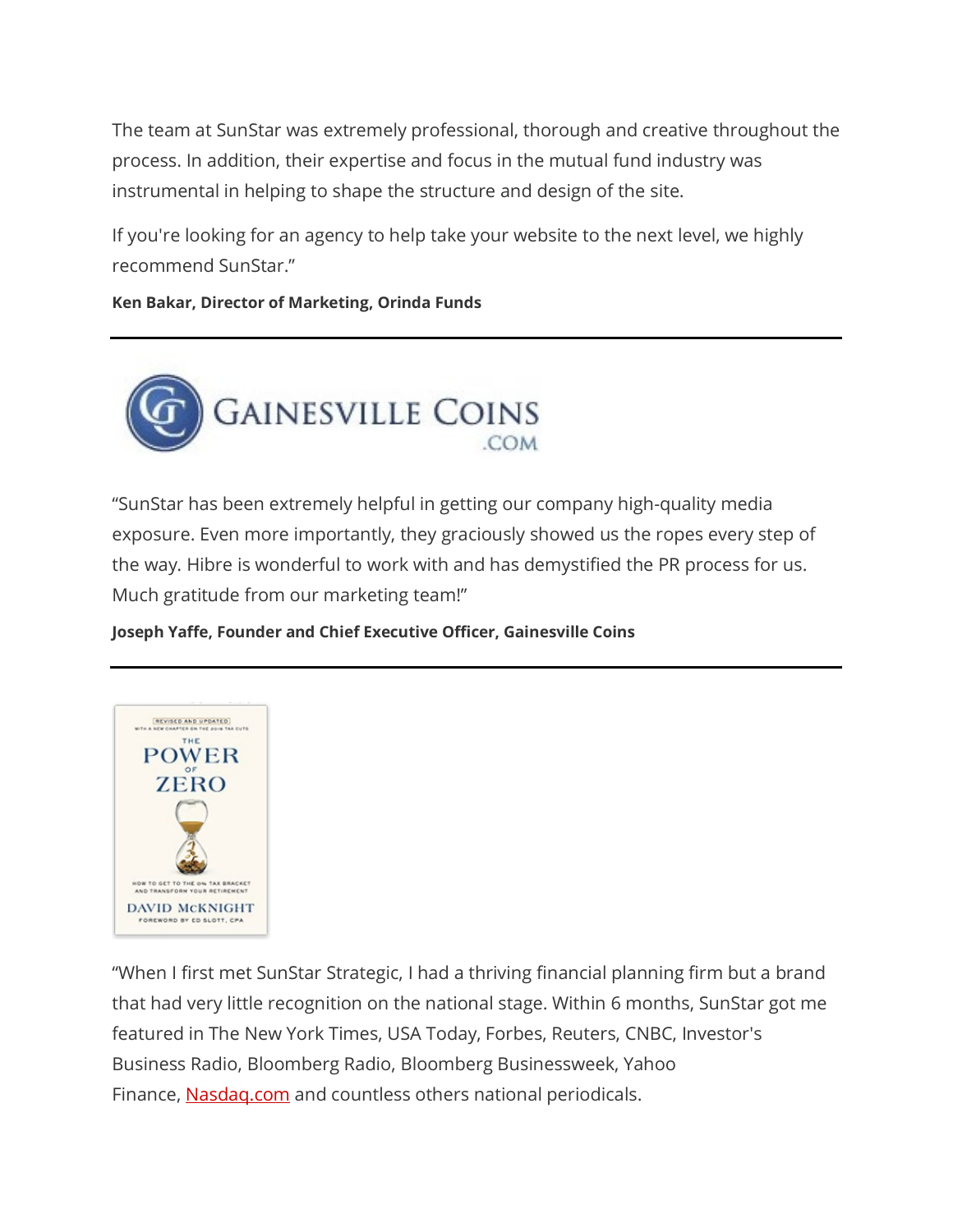The team at SunStar was extremely professional, thorough and creative throughout the process. In addition, their expertise and focus in the mutual fund industry was instrumental in helping to shape the structure and design of the site.

If you're looking for an agency to help take your website to the next level, we highly recommend SunStar."

**Ken Bakar, Director of Marketing, Orinda Funds**

---

"SunStar has been extremely helpful in getting our company high-quality media exposure. Even more importantly, they graciously showed us the ropes every step of the way. Hibre is wonderful to work with and has demystified the PR process for us. Much gratitude from our marketing team!"

**Joseph Yaffe, Founder and Chief Executive Officer, Gainesville Coins**

---

"When I first met SunStar Strategic, I had a thriving financial planning firm but a brand that had very little recognition on the national stage. Within 6 months, SunStar got me featured in The New York Times, USA Today, Forbes, Reuters, CNBC, Investor's Business Radio, Bloomberg Radio, Bloomberg Businessweek, Yahoo Finance, [Nasdaq.com](Nasdaq.com) and countless others national periodicals.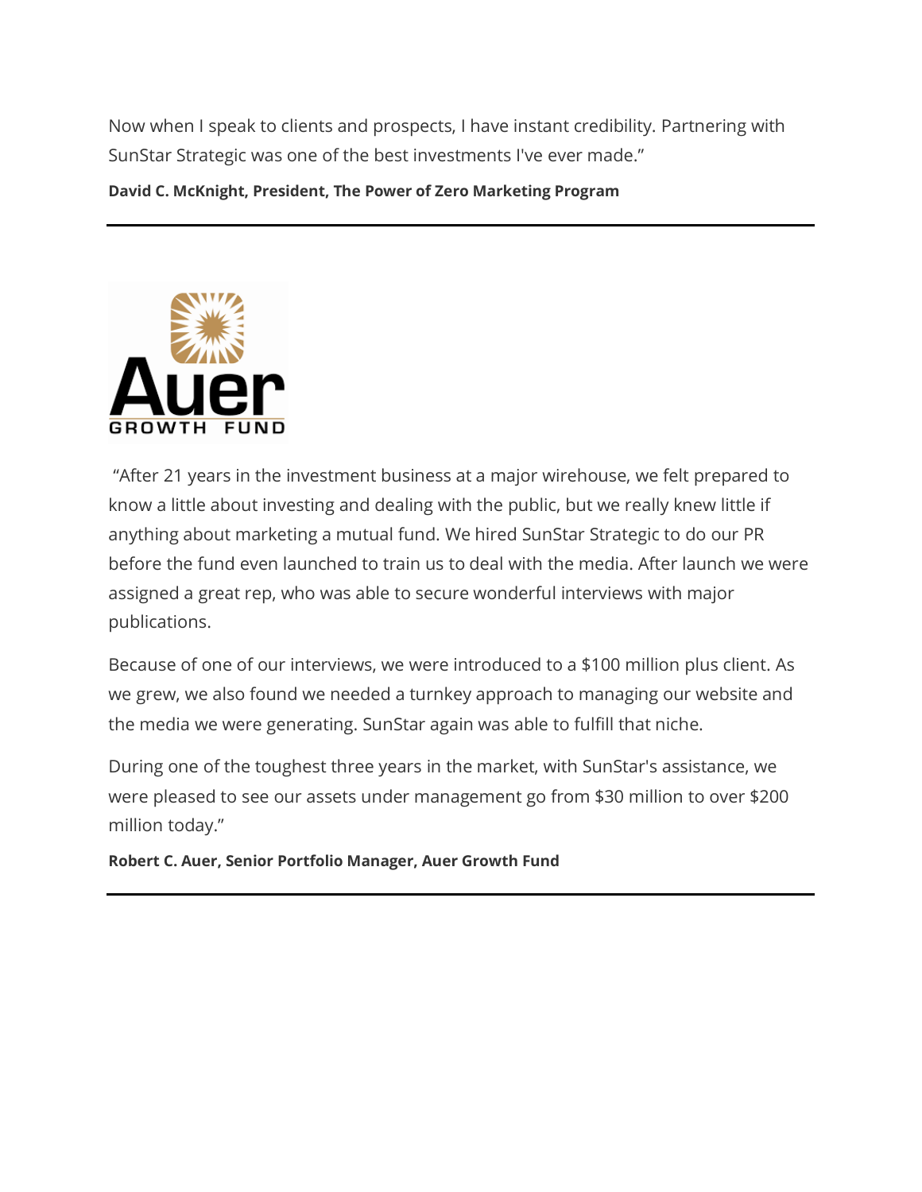Now when I speak to clients and prospects, I have instant credibility. Partnering with SunStar Strategic was one of the best investments I've ever made."

**David C. McKnight, President, The Power of Zero Marketing Program**

---

"After 21 years in the investment business at a major wirehouse, we felt prepared to know a little about investing and dealing with the public, but we really knew little if anything about marketing a mutual fund. We hired SunStar Strategic to do our PR before the fund even launched to train us to deal with the media. After launch we were assigned a great rep, who was able to secure wonderful interviews with major publications.

Because of one of our interviews, we were introduced to a $100 million plus client. As we grew, we also found we needed a turnkey approach to managing our website and the media we were generating. SunStar again was able to fulfill that niche.

During one of the toughest three years in the market, with SunStar's assistance, we were pleased to see our assets under management go from $30 million to over $200 million today."

**Robert C. Auer, Senior Portfolio Manager, Auer Growth Fund**

---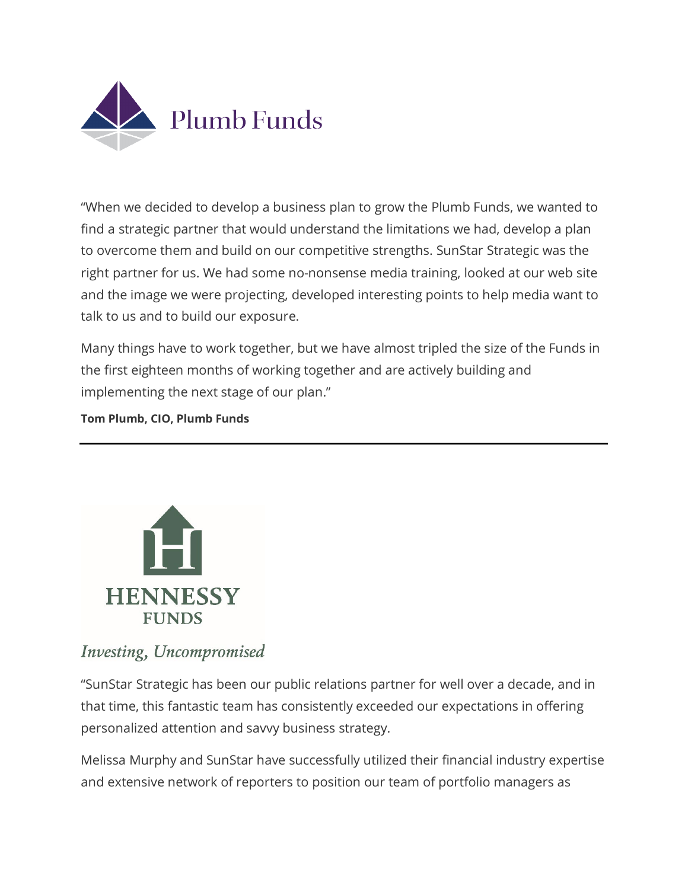Plumb Funds

"When we decided to develop a business plan to grow the Plumb Funds, we wanted to find a strategic partner that would understand the limitations we had, develop a plan to overcome them and build on our competitive strengths. SunStar Strategic was the right partner for us. We had some no-nonsense media training, looked at our web site and the image we were projecting, developed interesting points to help media want to talk to us and to build our exposure.

Many things have to work together, but we have almost tripled the size of the Funds in the first eighteen months of working together and are actively building and implementing the next stage of our plan."

**Tom Plumb, CIO, Plumb Funds**

---

HENNESSY FUNDS

*Investing, Uncompromised*

"SunStar Strategic has been our public relations partner for well over a decade, and in that time, this fantastic team has consistently exceeded our expectations in offering personalized attention and savvy business strategy.

Melissa Murphy and SunStar have successfully utilized their financial industry expertise and extensive network of reporters to position our team of portfolio managers as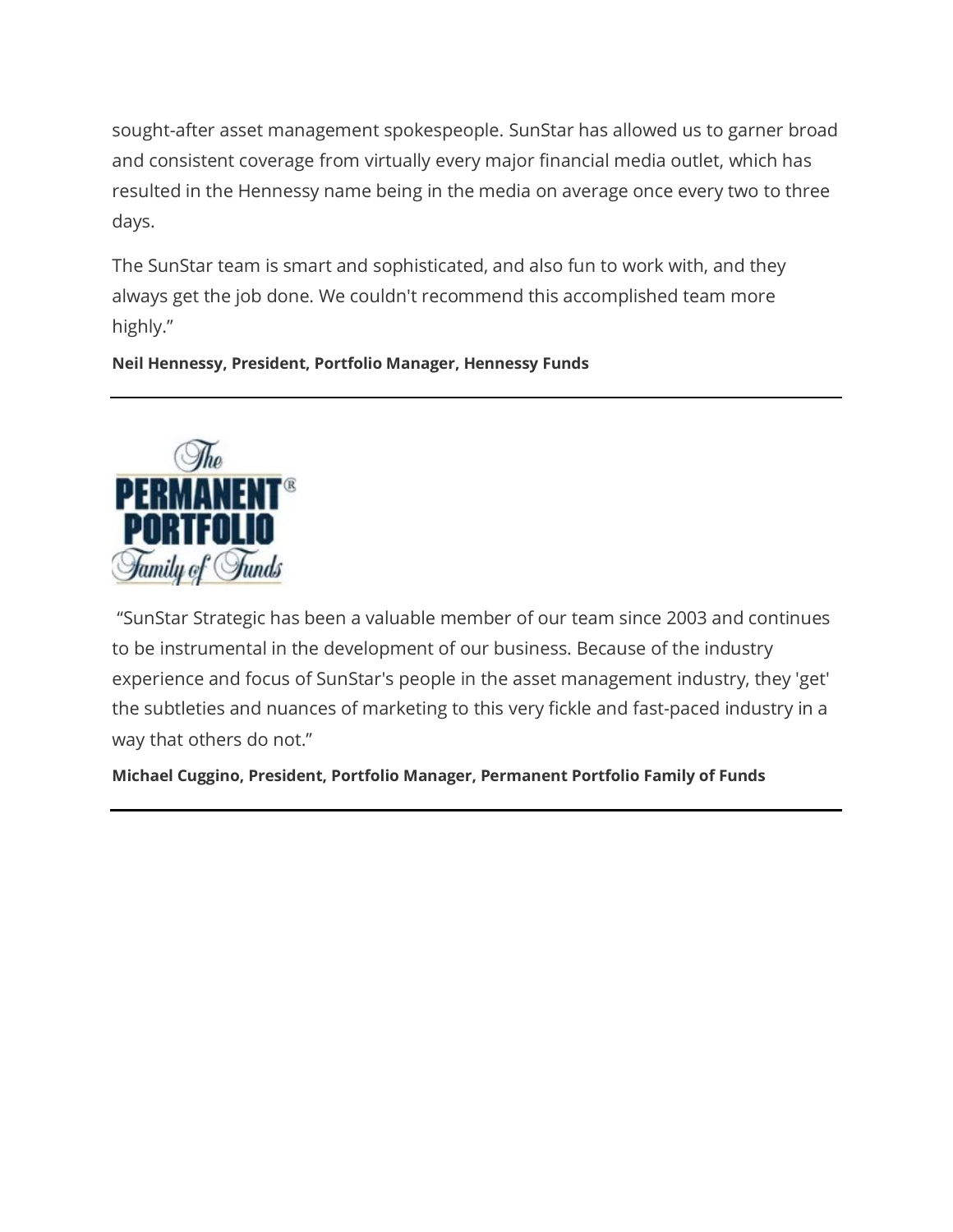sought-after asset management spokespeople. SunStar has allowed us to garner broad and consistent coverage from virtually every major financial media outlet, which has resulted in the Hennessy name being in the media on average once every two to three days.

The SunStar team is smart and sophisticated, and also fun to work with, and they always get the job done. We couldn't recommend this accomplished team more highly."

**Neil Hennessy, President, Portfolio Manager, Hennessy Funds**

---

"SunStar Strategic has been a valuable member of our team since 2003 and continues to be instrumental in the development of our business. Because of the industry experience and focus of SunStar's people in the asset management industry, they 'get' the subtleties and nuances of marketing to this very fickle and fast-paced industry in a way that others do not."

**Michael Cuggino, President, Portfolio Manager, Permanent Portfolio Family of Funds**

---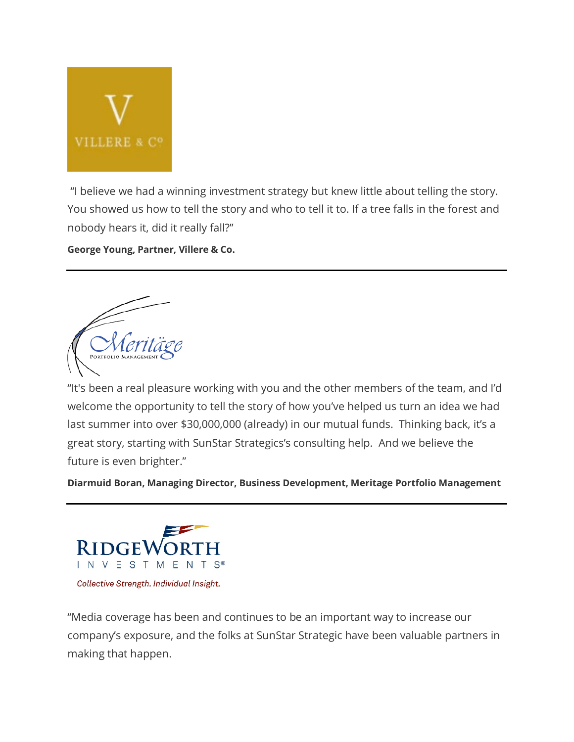"I believe we had a winning investment strategy but knew little about telling the story. You showed us how to tell the story and who to tell it to. If a tree falls in the forest and nobody hears it, did it really fall?"

**George Young, Partner, Villere & Co.**

---

"It's been a real pleasure working with you and the other members of the team, and I'd welcome the opportunity to tell the story of how you've helped us turn an idea we had last summer into over $30,000,000 (already) in our mutual funds. Thinking back, it's a great story, starting with SunStar Strategics's consulting help. And we believe the future is even brighter."

**Diarmuid Boran, Managing Director, Business Development, Meritage Portfolio Management**

---

"Media coverage has been and continues to be an important way to increase our company's exposure, and the folks at SunStar Strategic have been valuable partners in making that happen.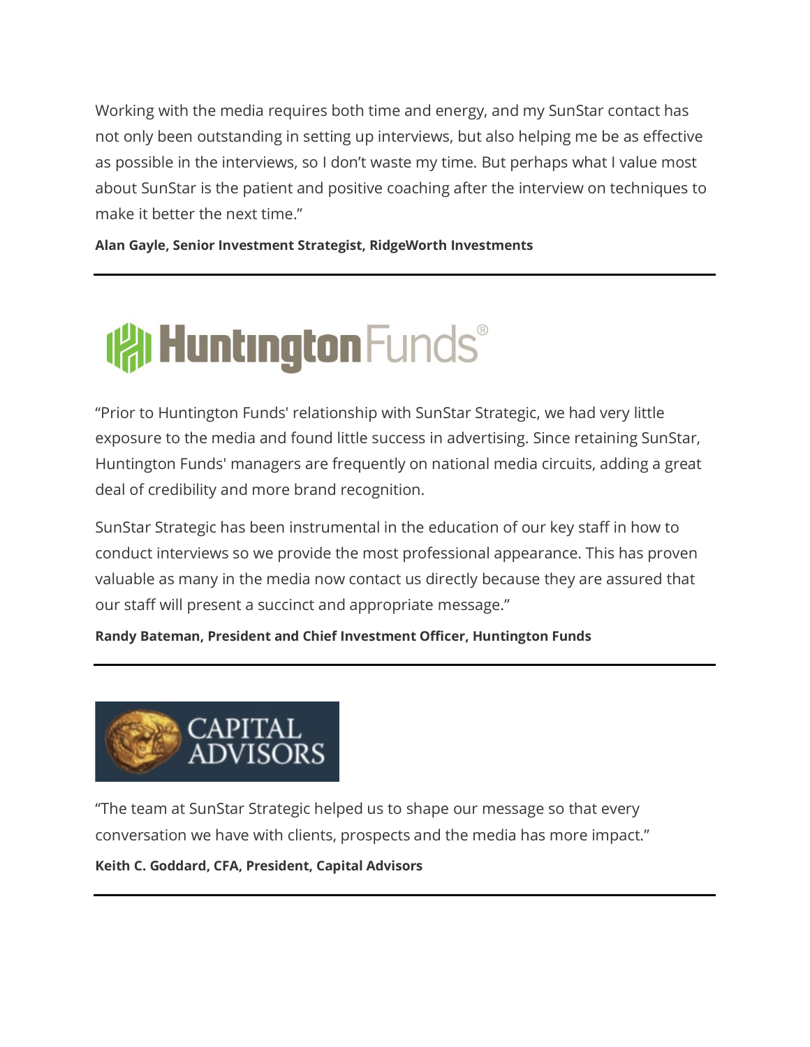Working with the media requires both time and energy, and my SunStar contact has not only been outstanding in setting up interviews, but also helping me be as effective as possible in the interviews, so I don't waste my time. But perhaps what I value most about SunStar is the patient and positive coaching after the interview on techniques to make it better the next time."

**Alan Gayle, Senior Investment Strategist, RidgeWorth Investments**

---

HuntingtonFunds®

"Prior to Huntington Funds' relationship with SunStar Strategic, we had very little exposure to the media and found little success in advertising. Since retaining SunStar, Huntington Funds' managers are frequently on national media circuits, adding a great deal of credibility and more brand recognition.

SunStar Strategic has been instrumental in the education of our key staff in how to conduct interviews so we provide the most professional appearance. This has proven valuable as many in the media now contact us directly because they are assured that our staff will present a succinct and appropriate message."

**Randy Bateman, President and Chief Investment Officer, Huntington Funds**

---

CAPITAL ADVISORS

"The team at SunStar Strategic helped us to shape our message so that every conversation we have with clients, prospects and the media has more impact."

**Keith C. Goddard, CFA, President, Capital Advisors**

---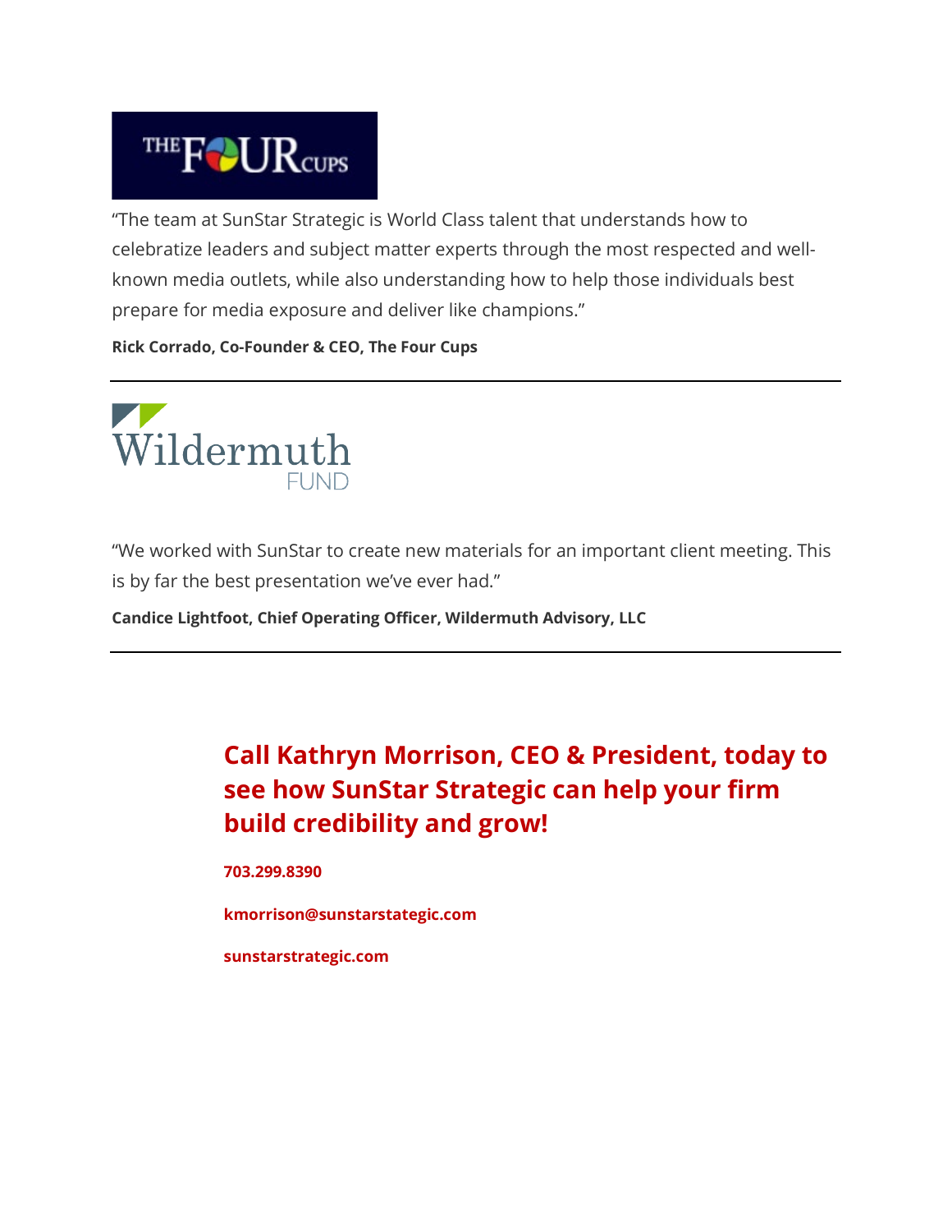"The team at SunStar Strategic is World Class talent that understands how to celebratize leaders and subject matter experts through the most respected and well-known media outlets, while also understanding how to help those individuals best prepare for media exposure and deliver like champions."

**Rick Corrado, Co-Founder & CEO, The Four Cups**

---

"We worked with SunStar to create new materials for an important client meeting. This is by far the best presentation we've ever had."

**Candice Lightfoot, Chief Operating Officer, Wildermuth Advisory, LLC**

---

## Call Kathryn Morrison, CEO & President, today to see how SunStar Strategic can help your firm build credibility and grow!

**703.299.8390**

**kmorrison@sunstarstategic.com**

**sunstarstrategic.com**